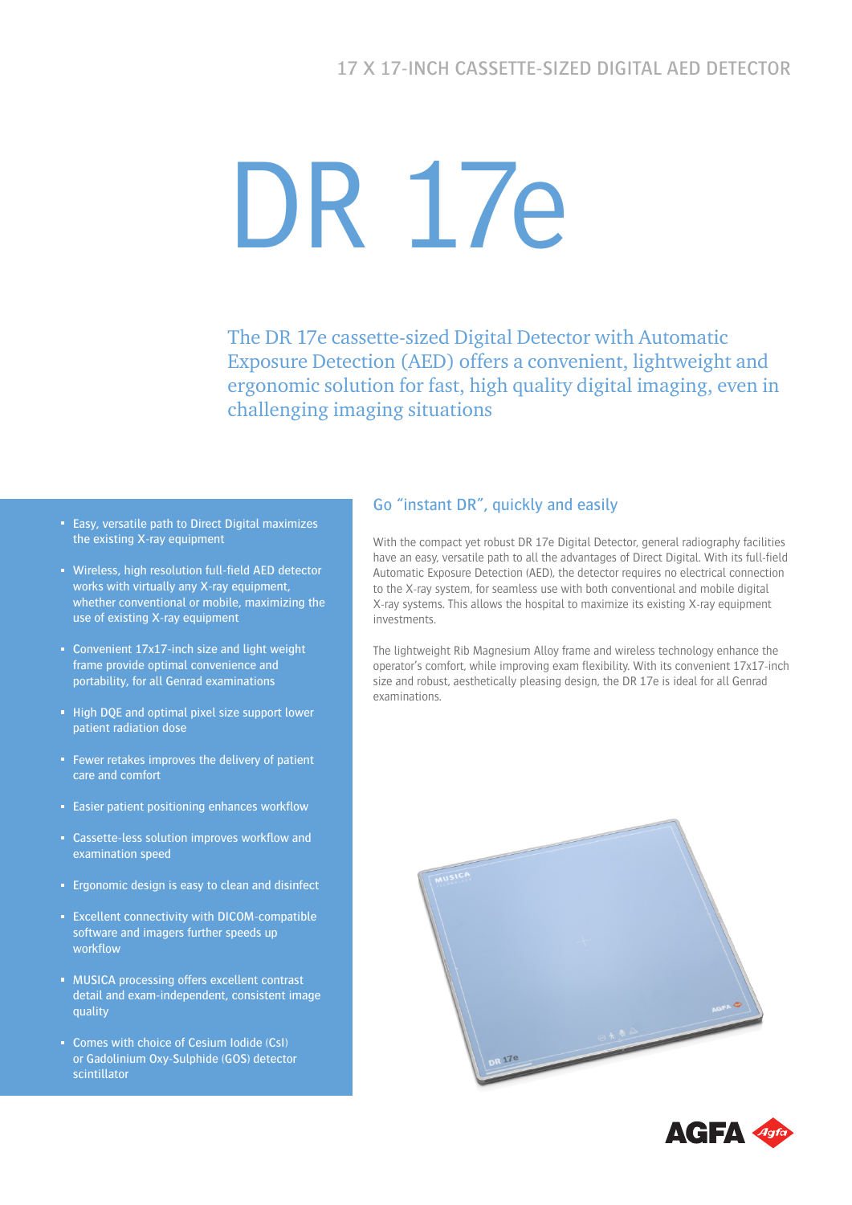17 X 17-INCH CASSETTE-SIZED DIGITAL AED DETECTOR

# DR 17e

The DR 17e cassette-sized Digital Detector with Automatic Exposure Detection (AED) offers a convenient, lightweight and ergonomic solution for fast, high quality digital imaging, even in challenging imaging situations

- Easy, versatile path to Direct Digital maximizes the existing X-ray equipment
- Wireless, high resolution full-field AED detector works with virtually any X-ray equipment, whether conventional or mobile, maximizing the use of existing X-ray equipment
- Convenient 17x17-inch size and light weight frame provide optimal convenience and portability, for all Genrad examinations
- High DQE and optimal pixel size support lower patient radiation dose
- Fewer retakes improves the delivery of patient care and comfort
- Easier patient positioning enhances workflow
- Cassette-less solution improves workflow and examination speed
- Ergonomic design is easy to clean and disinfect
- Excellent connectivity with DICOM-compatible software and imagers further speeds up workflow
- MUSICA processing offers excellent contrast detail and exam-independent, consistent image quality
- Comes with choice of Cesium Iodide (CsI) or Gadolinium Oxy-Sulphide (GOS) detector scintillator

## Go "instant DR", quickly and easily

With the compact yet robust DR 17e Digital Detector, general radiography facilities have an easy, versatile path to all the advantages of Direct Digital. With its full-field Automatic Exposure Detection (AED), the detector requires no electrical connection to the X-ray system, for seamless use with both conventional and mobile digital X-ray systems. This allows the hospital to maximize its existing X-ray equipment investments.

The lightweight Rib Magnesium Alloy frame and wireless technology enhance the operator's comfort, while improving exam flexibility. With its convenient 17x17-inch size and robust, aesthetically pleasing design, the DR 17e is ideal for all Genrad examinations.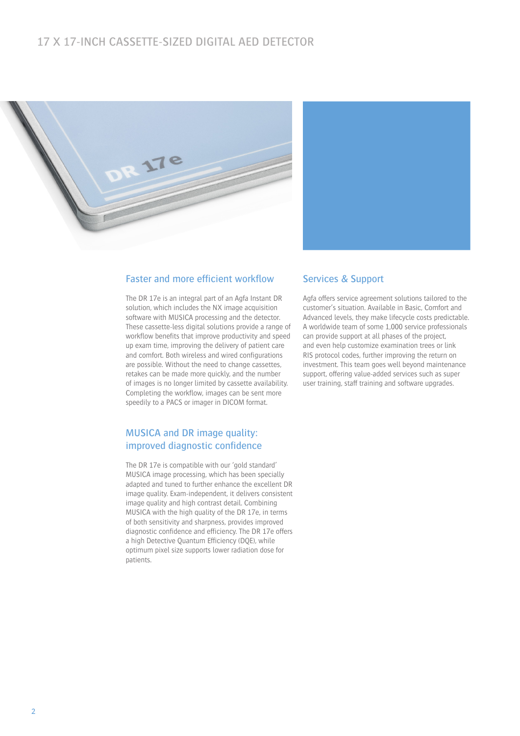# 17 X 17-INCH CASSETTE-SIZED DIGITAL AED DETECTOR

## Faster and more efficient workflow

The DR 17e is an integral part of an Agfa Instant DR solution, which includes the NX image acquisition software with MUSICA processing and the detector. These cassette-less digital solutions provide a range of workflow benefits that improve productivity and speed up exam time, improving the delivery of patient care and comfort. Both wireless and wired configurations are possible. Without the need to change cassettes, retakes can be made more quickly, and the number of images is no longer limited by cassette availability. Completing the workflow, images can be sent more speedily to a PACS or imager in DICOM format.

## MUSICA and DR image quality: improved diagnostic confidence

The DR 17e is compatible with our 'gold standard' MUSICA image processing, which has been specially adapted and tuned to further enhance the excellent DR image quality. Exam-independent, it delivers consistent image quality and high contrast detail. Combining MUSICA with the high quality of the DR 17e, in terms of both sensitivity and sharpness, provides improved diagnostic confidence and efficiency. The DR 17e offers a high Detective Quantum Efficiency (DQE), while optimum pixel size supports lower radiation dose for patients.

## Services & Support

Agfa offers service agreement solutions tailored to the customer's situation. Available in Basic, Comfort and Advanced levels, they make lifecycle costs predictable. A worldwide team of some 1,000 service professionals can provide support at all phases of the project, and even help customize examination trees or link RIS protocol codes, further improving the return on investment. This team goes well beyond maintenance support, offering value-added services such as super user training, staff training and software upgrades.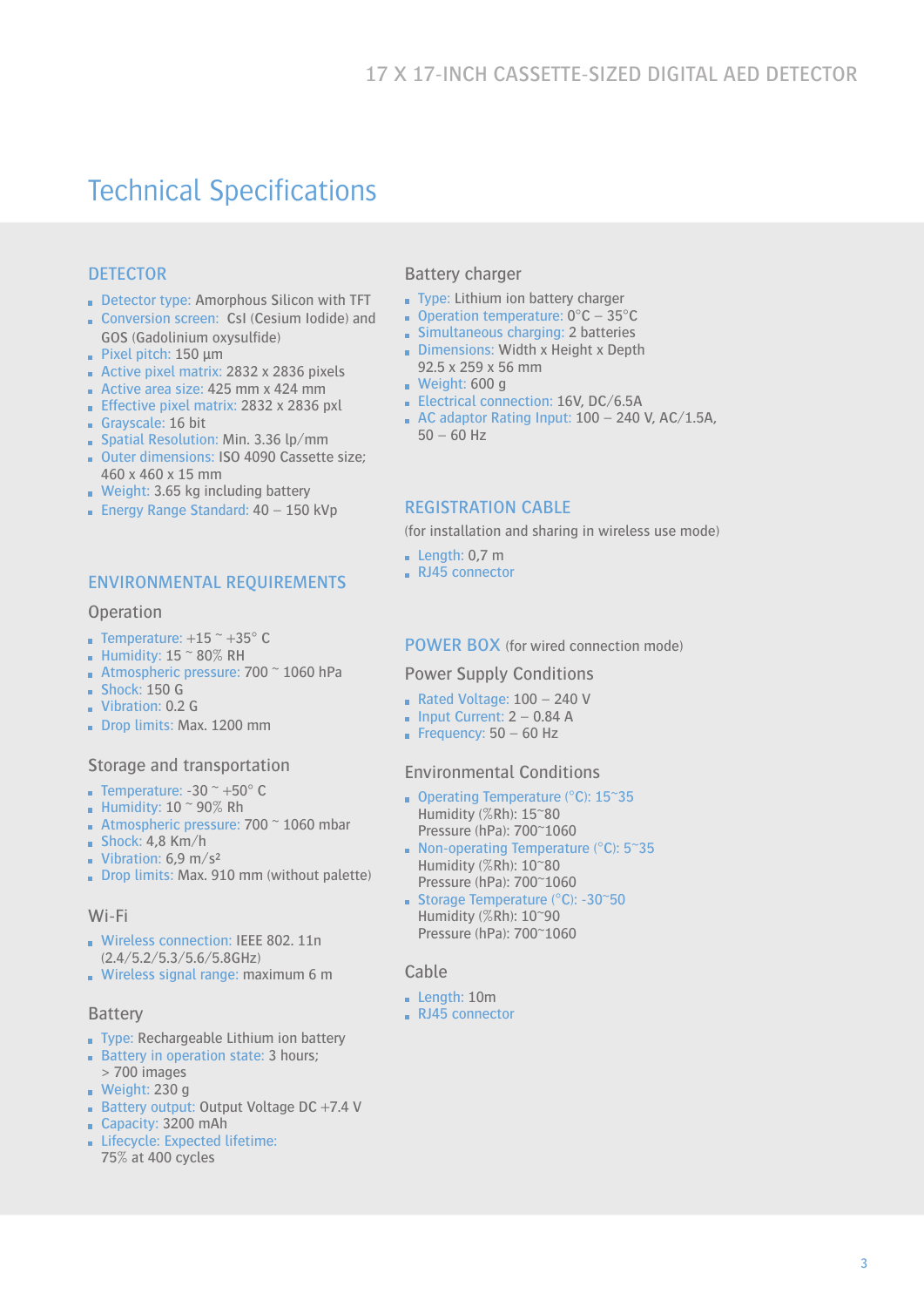# Technical Specifications

## DETECTOR

- Detector type: Amorphous Silicon with TFT
- Conversion screen: CsI (Cesium Iodide) and GOS (Gadolinium oxysulfide)
- Pixel pitch: 150 µm
- Active pixel matrix: 2832 x 2836 pixels
- Active area size: 425 mm x 424 mm
- Effective pixel matrix: 2832 x 2836 pxl
- Grayscale: 16 bit
- Spatial Resolution: Min. 3.36 lp/mm
- Outer dimensions: ISO 4090 Cassette size; 460 x 460 x 15 mm
- Weight: 3.65 kg including battery
- Energy Range Standard: 40 – 150 kVp

## ENVIRONMENTAL REQUIREMENTS

### Operation

- Temperature: +15 ~ +35° C
- Humidity: 15 ~ 80% RH
- Atmospheric pressure: 700 ~ 1060 hPa
- Shock: 150 G
- Vibration: 0.2 G
- Drop limits: Max. 1200 mm

### Storage and transportation

- Temperature: -30 ~ +50° C
- Humidity: 10 ~ 90% Rh
- Atmospheric pressure: 700 ~ 1060 mbar
- Shock: 4,8 Km/h
- Vibration: 6,9 m/s²
- Drop limits: Max. 910 mm (without palette)

### Wi-Fi

- Wireless connection: IEEE 802. 11n (2.4/5.2/5.3/5.6/5.8GHz)
- Wireless signal range: maximum 6 m

### Battery

- Type: Rechargeable Lithium ion battery
- Battery in operation state: 3 hours; > 700 images
- Weight: 230 g
- Battery output: Output Voltage DC +7.4 V
- Capacity: 3200 mAh
- Lifecycle: Expected lifetime: 75% at 400 cycles

### Battery charger

- Type: Lithium ion battery charger
- Operation temperature: 0°C – 35°C
- Simultaneous charging: 2 batteries
- Dimensions: Width x Height x Depth 92.5 x 259 x 56 mm
- Weight: 600 g
- Electrical connection: 16V, DC/6.5A
- AC adaptor Rating Input: 100 – 240 V, AC/1.5A, 50 – 60 Hz

## REGISTRATION CABLE

(for installation and sharing in wireless use mode)

- Length: 0,7 m
- RJ45 connector

## POWER BOX (for wired connection mode)

### Power Supply Conditions

- Rated Voltage: 100 – 240 V
- Input Current: 2 – 0.84 A
- Frequency: 50 – 60 Hz

### Environmental Conditions

- Operating Temperature (°C): 15~35
  Humidity (%Rh): 15~80
  Pressure (hPa): 700~1060
- Non-operating Temperature (°C): 5~35
  Humidity (%Rh): 10~80
  Pressure (hPa): 700~1060
- Storage Temperature (°C): -30~50
  Humidity (%Rh): 10~90
  Pressure (hPa): 700~1060

### Cable

- Length: 10m
- RJ45 connector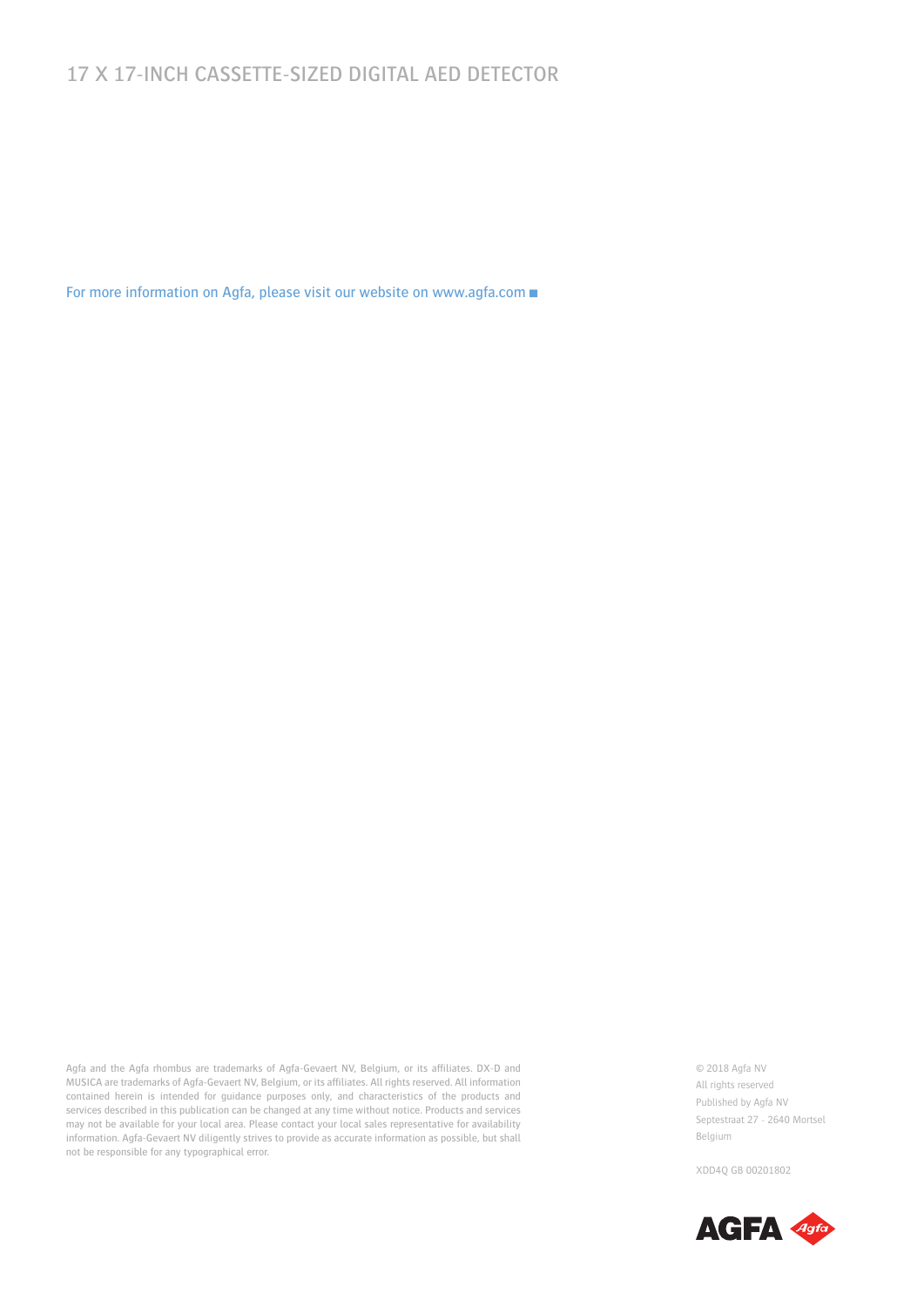# 17 X 17-INCH CASSETTE-SIZED DIGITAL AED DETECTOR

For more information on Agfa, please visit our website on www.agfa.com ■

Agfa and the Agfa rhombus are trademarks of Agfa-Gevaert NV, Belgium, or its affiliates. DX-D and MUSICA are trademarks of Agfa-Gevaert NV, Belgium, or its affiliates. All rights reserved. All information contained herein is intended for guidance purposes only, and characteristics of the products and services described in this publication can be changed at any time without notice. Products and services may not be available for your local area. Please contact your local sales representative for availability information. Agfa-Gevaert NV diligently strives to provide as accurate information as possible, but shall not be responsible for any typographical error.

© 2018 Agfa NV
All rights reserved
Published by Agfa NV
Septestraat 27 - 2640 Mortsel
Belgium

XDD4Q GB 00201802

AGFA